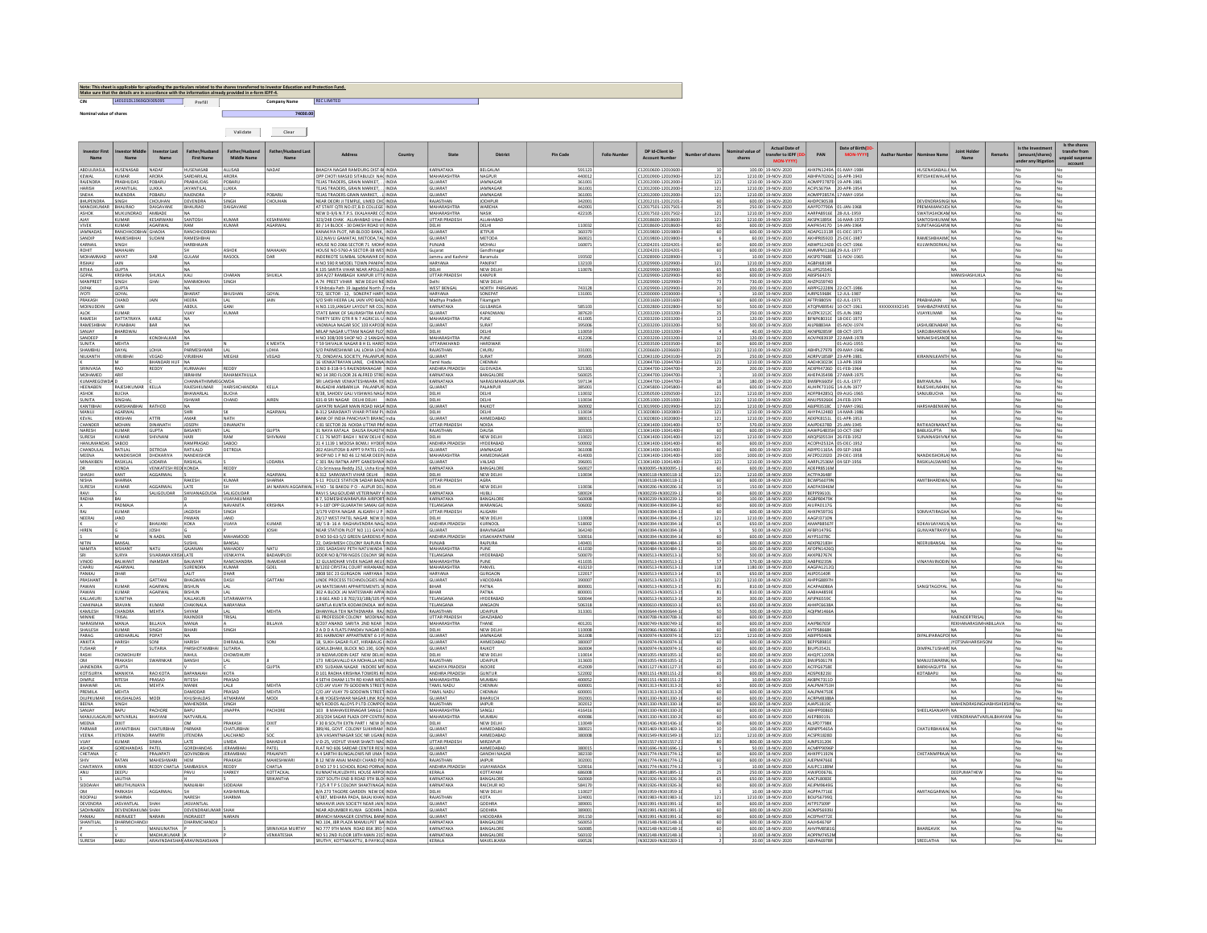Note: This sheet is applicable for uploading the particulars related to the shares transferred to Investor Education and Protection Fund.
Make sure that the details are in accordance with the information already provided in e-form IEPF-4.

| CIN | L40101DL1969GOI005095 | Prefill | Company Name | REC LIMITED |
|---|---|---|---|---|
| Nominal value of shares | 74030.00 | | | |

Validate | Clear

| Investor First Name | Investor Middle Name | Investor Last Name | Father/Husband First Name | Father/Husband Middle Name | Father/Husband Last Name | Address | Country | State | District | Pin Code | Folio Number | DP Id-Client Id-Account Number | Number of shares | Nominal value of shares | Actual Date of transfer to IEPF (DD-MON-YYYY) | PAN | Date of Birth(DD-MON-YYYY) | Aadhar Number | Nominee Name | Joint Holder Name | Remarks | Is the Investment (amount/shares) under any litigation | Is the shares transfer from unpaid suspense account |
|---|---|---|---|---|---|---|---|---|---|---|---|---|---|---|---|---|---|---|---|---|---|---|---|
| ABDULRASUL | HUSENASAB | NADAF | HUSENASAB | ALLISAB | NADAF | BHAGYA NAGAR RAMDURG DIST-BE | INDIA | KARNATAKA | BELGAUM | 591123 | | C1203600-12010600- | 10 | 100.00 | 19-NOV-2020 | AHIPN1249A | 01-MAY-1984 | | HUSENASABALLI | NA | | No | No |
| KEWAL | KUMAR | ARORA | SARDARILAL | ARORA | | OPP CHOTI MASJID SITABULDI NAG | INDIA | MAHARASHTRA | NAGPUR | 440012 | | C1201060-12010900- | 121 | 1210.00 | 19-NOV-2020 | ABHPA7026Q | 16-APR-1943 | | RITESHKEWALAR | NA | | No | No |
| RAJENDRA | PRABHUDAS | POBARU | PRABHUDAS | POBARU | | TEJAS TRADERS, GRAIN MARKET, | INDIA | GUJARAT | JAMNAGAR | 361001 | | C1201200-12012000- | 121 | 1210.00 | 19-NOV-2020 | AOMPP2787D | 19-APR-1981 | | | NA | | No | No |
| HARISH | JAYANTILAL | LUKKA | JAYANTILAL | LUKKA | | TEJAS TRADERS, GRAIN MARKET, | INDIA | GUJARAT | JAMNAGAR | 361001 | | C1201200-12012000- | 121 | 1210.00 | 19-NOV-2020 | ACIPL5679A | 20-APR-1954 | | | NA | | No | No |
| SNEHA | RAJENDRA | POBARU | RAJENDRA | P | POBARU | TEJAS TRADERS GRAIN MARKET, , J | INDIA | GUJARAT | JAMNAGAR | 361001 | | C1201200-12012000- | 121 | 1210.00 | 19-NOV-2020 | AOMPP2857A | 17-MAY-1954 | | | NA | | No | No |
| BHUPENDRA | SINGH | CHOUHAN | DEVENDRA | SINGH | CHOUHAN | NEAR DEORI JI TEMPLE, UMED CHO | INDIA | RAJASTHAN | JODHPUR | 342001 | | C1201210-12012101- | 60 | 600.00 | 19-NOV-2020 | AHDPC9053B | | | DEVENDRASINGH | NA | | No | No |
| MANOJKUMAR | BHAURAO | DAIGAVANE | BHAURAO | DAIGAVANE | | NEW D-9/6 N.T.P.S. EKALAHARE CO | INDIA | MAHARASHTRA | WARDHA | 442001 | | C1201750-12017501- | 25 | 250.00 | 19-NOV-2020 | AAYPD7790A | 01-JAN-1968 | | PREMAMANOJDA | NA | | No | No |
| ASHOK | MUKUNDRAO | AMBADE | NA | | | NEW D-9/6 N.T.P.S. EKALAHARE CO | INDIA | MAHARASHTRA | NASIK | 422105 | | C1201750-12017502- | 121 | 1210.00 | 19-NOV-2020 | AARPA8916E | 28-JUL-1959 | | SWATIASHOKAM | NA | | No | No |
| AJAY | KUMAR | KESARWANI | SANTOSH | KUMAR | KESARWANI | 323/248 CHAK ALLAHABAD Uttar P | INDIA | UTTAR PRADESH | ALLAHABAD | | | C1201800-12018600- | 121 | 1210.00 | 19-NOV-2020 | AKSPK1895K | 16-MAR-1972 | | SANTOSHKUMAR | NA | | No | No |
| VIVEK | KUMAR | AGARWAL | RAM | KUMAR | AGARWAL | 30 / 14 BLOCK - 30 DAKSH ROAD VI | INDIA | DELHI | DELHI | 110032 | | C1201800-12018600- | 60 | 600.00 | 19-NOV-2020 | AAIPA5417D | 14-JAN-1964 | | SUNITAAGGARW | NA | | No | No |
| JAMNADAS | RANCHHODBHAI | GHADIA | RANCHHODBHAI | | | KANAKIYA PLOT, NR-BLOOD BANK, | INDIA | GUJARAT | JETPUR | 360370 | | C1201980-12019800- | 60 | 600.00 | 19-NOV-2020 | ADAPG1313R | 01-DEC-1971 | | | NA | | No | No |
| SANDIP | RAMESHBHAI | SUDANI | RAMESHBHAI | | | 322,NAVU GAMATAL, METODA,TAL | INDIA | GUJARAT | METODA | 360021 | | C1201980-12019800- | 6 | 60.00 | 19-NOV-2020 | AKHPR8592D | 25-DEC-1987 | | RAMESHBHAIMO | NA | | No | No |
| KARNAIL | SINGH | | HARBHAJAN | | | HOUSE NO 2066 SECTOR 71 MOHA | INDIA | PUNJAB | MOHALI | 160071 | | C1202420-12024201- | 60 | 600.00 | 19-NOV-2020 | ABWPS1242B | 01-OCT-1966 | | KULWINDERKAU | NA | | No | No |
| ROHIT | MAHAJAN | | SH | ASHOK | MAHAJAN | HOUSE NO-5760-A SECTOR-38 WES | INDIA | Gujarat | Gandhinagar | | | C1202420-12024201- | 60 | 600.00 | 19-NOV-2020 | AMMPM1366 | 29-JUL-1977 | | | NA | | No | No |
| MOHAMMAD | HAYAT | DAR | GULAM | RASOOL | DAR | INDERKOTE SUMBAL SONAWAR DI | INDIA | Jammu and Kashmir | Baramula | 193502 | | C1202800-12028900- | 1 | 10.00 | 19-NOV-2020 | AKSPD7968E | 11-NOV-1965 | | | NA | | No | No |
| RISHAV | JAIN | | NA | | | H NO 590 R MODEL TOWN PANIPA | INDIA | HARYANA | PANIPAT | 132103 | | C1202900-12029900- | 121 | 1210.00 | 19-NOV-2020 | AGBPJ6819R | | | | NA | | No | No |
| RITIKA | GUPTA | | NA | | | K 135 SARITA VIHAR NEAR APOLLO | INDIA | DELHI | NEW DELHI | 110076 | | C1202900-12029900- | 65 | 650.00 | 19-NOV-2020 | ALUPG2954G | | | | NA | | No | No |
| GOPAL | KRISHNA | SHUKLA | KALI | CHARAN | SHUKLA | 104 A/27 RAMBAGH KANPUR UTTA | INDIA | UTTAR PRADESH | KANPUR | | | C1202900-12029900- | 60 | 600.00 | 19-NOV-2020 | ABSPS6427J | | | | MANISHASHUKLA | | No | No |
| MANPREET | SINGH | GHAI | MANMOHAN | SINGH | | A 74 PREET VIHAR NEW DELHI NE | INDIA | Delhi | NEW DELHI | | | C1202900-12029900- | 73 | 730.00 | 19-NOV-2020 | AHZPG5974D | | | | NA | | No | No |
| DIPAK | GUPTA | | NA | | | 8 Shibtala Path 19 Jagaddal North 2 | India | WEST BENGAL | NORTH PARGANAS | 743128 | | C1202900-12029900- | 20 | 200.00 | 19-NOV-2020 | AIPPG1228N | 22-OCT-1986 | | | NA | | No | No |
| JYOTI | GOYAL | | BHARAT | BHUSHAN | GOYAL | 722, SECTOR - 12, SONEPAT HARY | INDIA | HARYANA | SONEPAT | 131001 | | C1203000-12030000- | 1 | 10.00 | 19-NOV-2020 | AJRPG5968K | 12-JUL-1987 | | | NA | | No | No |
| PRAKASH | CHAND | JAIN | HEERA | LAL | JAIN | S/O SHRI HEERA LAL JAIN VPO BAD | INDIA | Madhya Pradesh | Tikamgarh | | | C1203100-12031600- | 60 | 600.00 | 19-NOV-2020 | AFTPJ9805N | 02-JUL-1971 | | PRABHAJAIN | NA | | No | No |
| MOINUDDIN | GANI | | ABDUL | GANI | | H.NO.119,JANGAY LAYOUT NR COL | INDIA | KARNATAKA | GULBARGA | 585103 | | C1203200-12032800- | 50 | 500.00 | 19-NOV-2020 | ATQPM8954J | 10-OCT-1961 | XXXXXXXX2145 | SHAHDAPARVEE | NA | | No | No |
| ALOK | KUMAR | | VIJAY | KUMAR | | STATE BANK OF SAURASHTRA KAPA | INDIA | GUJARAT | KAPADWANJ | 387620 | | C1203200-12032800- | 25 | 250.00 | 19-NOV-2020 | AVZPK3212C | 05-JUN-1982 | | VIJAYKUMAR | NA | | No | No |
| RAMESH | DATTATRAYA | KARLE | NA | | | THIRTY SERV QTR R N T AGRICUL U | INDIA | MAHARASHTRA | PUNE | 411005 | | C1203200-12033200- | 12 | 120.00 | 19-NOV-2020 | BFNPK8031E | 18-DEC-1973 | | | NA | | No | No |
| RAMESHBHAI | PUNABHAI | BAR | NA | | | VADWALA NAGAR SOC 103 KAPOD | INDIA | GUJARAT | SURAT | 395006 | | C1203200-12033200- | 50 | 500.00 | 19-NOV-2020 | ALJPB8634A | 05-NOV-1974 | | JASHUBENBAR | NA | | No | No |
| SANJAY | BHARDWAJ | | NA | | | MILAP NAGAR UTTAM NAGAR PLOT | INDIA | DELHI | DELHI | 110059 | | C1203200-12033200- | 4 | 40.00 | 19-NOV-2020 | AKNPB2859F | 08-OCT-1973 | | SAROJBHARDWA | NA | | No | No |
| SANDEEP | R | KONDHALKAR | NA | | | H NO 308/309 SHOP NO -2 SANGH | INDIA | MAHARASHTRA | PUNE | 412206 | | C1203200-12033200- | 12 | 120.00 | 19-NOV-2020 | AOVPK8393P | 22-MAR-1978 | | MINAKSHISANDE | NA | | No | No |
| SUNITA | MEHTA | | SH | N | K MEHTA | T 59 SHIVALIK NAGAR B H E L HARD | INDIA | UTTARAKHAND | HARIDWAR | | | C1203300-12033500- | 60 | 600.00 | 19-NOV-2020 | | 01-AUG-1955 | | | NA | | No | No |
| SHAMBHU | DAYAL | LOHIA | PARMESHWAR | LAL | LOHIA | S/O PARMESHWAR LAL LOHIA LOHI | INDIA | RAJASTHAN | CHURU | 331001 | | C1203600-12036600- | 121 | 1210.00 | 19-NOV-2020 | ABHPL2797B | 09-MAY-1946 | | | NA | | No | No |
| NILKANTH | VIRJIBHAI | VEGAD | VIRJIBHAI | MEGHJI | VEGAD | 72, DINDAYAL SOCIETY, PALANPUR | INDIA | GUJARAT | SURAT | 395005 | | C1204100-12043100- | 25 | 250.00 | 19-NOV-2020 | ADRPV1858P | 23-APR-1981 | | KIRANNILKANTH | NA | | No | No |
| K | M | BHANDARI HUF | NA | | | 16 VENKATRAYAN LANE, CHENNAI | INDIA | Tamil Nadu | CHENNAI | | | C1204470-12044700- | 121 | 1210.00 | 19-NOV-2020 | AAEHK3023K | 13-APR-1939 | | | NA | | No | No |
| SRINIVASA | RAO | REDDY | KURMAIAH | REDDY | | D.NO 8-318-9-5 RAJENDRANAGAR | INDIA | ANDHRA PRADESH | GUDIVADA | 521301 | | C1204470-12044700- | 20 | 200.00 | 19-NOV-2020 | ACXPR4736D | 01-FEB-1964 | | | NA | | No | No |
| MOHAMED | ARIF | | IBRAHIM | RAHAMATHULLA | | NO 14 3RD FLOOR 26 ALFRED STRE | INDIA | KARNATAKA | BANGALORE | 560025 | | C1204470-12044700- | 1 | 10.00 | 19-NOV-2020 | AHEPA3549B | 27-MAR-1975 | | | NA | | No | No |
| KUMAREGOWDA | D | C | CHANNATHIMMEGOWDA | | | SRI LAKSHMI VENKATESHWARA IYE | INDIA | KARNATAKA | NARASIMHARAJAPURA | 597134 | | C1204470-12044700- | 18 | 180.00 | 19-NOV-2020 | BWBPK6605F | 01-JUL-1977 | | BMYAMUNA | NA | | No | No |
| HEENABEN | RAJESHKUMAR | KELLA | RAJESHKUMAR | HARISHCHANDRA | KELLA | RAJGADHI AMBARKUA PALANPUR | INDIA | GUJARAT | PALANPUR | 385001 | | C1204580-12045800- | 60 | 600.00 | 19-NOV-2020 | AUHPK7310G | 14-JUN-1977 | | RAJESHKUMARK | NA | | No | No |
| ASHOK | BUCHA | | BHAWARLAL | BUCHA | | B/38, SAHDEV GALI VISHWAS NAGA | INDIA | DELHI | DELHI | 110032 | | C1205000-12050500- | 121 | 1210.00 | 19-NOV-2020 | ADFPB4285Q | 09-AUG-1965 | | SANJUBUCHA | NA | | No | No |
| SUNITA | SINGHAL | | ISHWAR | CHAND | AJREN | 631-B SRI NAGAR DELHI DELHI | INDIA | DELHI | DELHI | 110034 | | C1205100-12051000- | 121 | 1210.00 | 19-NOV-2020 | ANUPS9266K | 24-FEB-1974 | | | NA | | No | No |
| KANTIBHAI | KARSHANBHAI | RATHOD | NA | | | GAYATRI NAGAR MAIN ROAD HAS | INDIA | GUJARAT | RAJKOT | 360002 | | C1301990-13019900- | 121 | 1210.00 | 19-NOV-2020 | ABJPR3518C | 17-MAY-1961 | | HARSHABENKAN | NA | | No | No |
| MANJU | AGARWAL | | SHRI | SK | AGARWAL | B-312 SARASWATI VIHAR PITAM PU | INDIA | DELHI | DELHI | 110034 | | C1302800-13028000- | 121 | 1210.00 | 19-NOV-2020 | AHYPA1248D | 14-MAR-1986 | | | NA | | No | No |
| KEVAL | KRISHAN | ATTRI | AMAR | NATH | | BANK OF INDIA PANCHVATI BRANC | India | GUJARAT | AHMEDABAD | 380015 | | C1302800-13028000- | 121 | 1210.00 | 19-NOV-2020 | AEKPK8151L | 01-APR-1953 | | | NA | | No | No |
| CHANDER | MOHAN | DINANATH | JOSEPH | DINANATH | | C 81 SECTOR 26 NOIDA UTTAR PR | INDIA | UTTAR PRADESH | NOIDA | | | C1304140-13041400- | 57 | 570.00 | 19-NOV-2020 | AAJPD6278D | 25-JAN-1945 | | RATIKACHANAN | NA | | No | No |
| NARESH | KUMAR | GUPTA | BASANTI | LAL | GUPTA | 31 NAYA KATALA DAUSA RAJASTH | INDIA | RAJASTHAN | DAUSA | 303303 | | C1304140-13041400- | 60 | 600.00 | 19-NOV-2020 | AAWPG4835H | 10-OCT-1967 | | BABLIGUPTA | NA | | No | No |
| SURESH | KUMAR | SHIVNANI | HARI | RAM | SHIVNANI | C 11 76 MOTI BAGH I NEW DELHI D | INDIA | DELHI | NEW DELHI | 110021 | | C1304140-13041400- | 121 | 1210.00 | 19-NOV-2020 | ARQPS0553H | 26-FEB-1952 | | SUNAINASHIVNA | NA | | No | No |
| HANUMANDAS | SABOO | | RAMPRASAD | SABOO | | 21 4 1139 1 MOOSA BOWLI HYDER | INDIA | ANDHRA PRADESH | HYDERABAD | 500002 | | C1304140-13041400- | 60 | 600.00 | 19-NOV-2020 | ACOPH2532A | 05-DEC-1952 | | | NA | | No | No |
| CHANDULAL | RATILAL | DETROJA | RATILALO | DETROJA | | 202 ASHUTOSH B APPT 9 PATEL CO | India | GUJARAT | JAMNAGAR | 361008 | | C1304140-13041400- | 60 | 600.00 | 19-NOV-2020 | ABYPD1165A | 09-SEP-1968 | | | NA | | No | No |
| MEENA | NANDKISHOR | DHOKARIYA | NANDKISHOR | | | SHOP NO 1 P NO 46 12 NEAR DEEPA | INDIA | MAHARASHTRA | AHMEDNAGAR | 414003 | | C1304140-13041400- | 100 | 1000.00 | 19-NOV-2020 | AFZPD2202D | 29-DEC-1958 | | NANDKISHORLAX | NA | | No | No |
| MINAXIBEN | RASIKLAL | LODARIA | RASIKLAL | S | LODARIA | C 301 RAJ RATNA APPT GANESHWA | INDIA | GUJARAT | VALSAD | 396001 | | C1304140-13041400- | 121 | 1210.00 | 19-NOV-2020 | AARPL2536M | 04-SEP-1956 | | RASIKLALSWARD | NA | | No | No |
| DR | KONDA | VENKATESH REDDY | KONDA | REDDY | | C/o Srinivasa Reddy 252, Usha Kiran | INDIA | KARNATAKA | BANGALORE | 560027 | | IN300095-IN300095-1 | 60 | 600.00 | 19-NOV-2020 | ADEPR8514M | | | | NA | | No | No |
| SHASHI | KANT | AGGARWAL | S | K | AGARWAL | B 312 SARASWATI VIHAR DELHI | INDIA | DELHI | NEW DELHI | 110034 | | IN300118-IN300118-1 | 121 | 1210.00 | 18-NOV-2020 | ACTPA2648F | | | | NA | | No | No |
| NISHA | SHARMA | | RAKESH | KUMAR | SHARMA | S-11 POLICE STATION SADAR BAZA | INDIA | UTTAR PRADESH | AGRA | | | IN300118-IN300118-1 | 60 | 600.00 | 18-NOV-2020 | BCWPS6079N | | | AMITBHARDWAJ | NA | | No | No |
| SURESH | KUMAR | AGGARWAL | LATE | SH | JAI NARAIN AGGARWAL | H NO - 56 BAKOLI P O - ALIPUR DELH | INDIA | DELHI | NEW DELHI | 110036 | | IN300206-IN300206-1 | 15 | 150.00 | 18-NOV-2020 | AAEPA5946M | | | | NA | | No | No |
| RAVI | S | SALIGOUDAR | SHIVANAGOUDA | SALIGOUDAR | | RAVI S SALIGOUDAR VETERINARY | INDIA | KARNATAKA | HUBLI | 580024 | | IN300239-IN300239-1 | 60 | 600.00 | 18-NOV-2020 | BEPPS9610L | | | | NA | | No | No |
| RADHA | BAI | | D | VIJAYAKUMAR | | B 7, SOMESHEWARAPURA AIRPORT | INDIA | KARNATAKA | BANGALORE | 560008 | | IN300239-IN300239-1 | 10 | 100.00 | 18-NOV-2020 | AGBPB0479K | | | | NA | | No | No |
| A | PADMAJA | | A | NAVANITA | KRISHNA | 9-1-187 OPP GUJARATHI SAMAJ GIR | INDIA | TELANGANA | WARANGAL | 506002 | | IN300394-IN300394-1 | 60 | 600.00 | 18-NOV-2020 | AIUPA0117G | | | | NA | | No | No |
| RAJ | KUMAR | | JAGDISH | SINGH | | 3/179 VIDYA NAGAR ALIGARH U P | INDIA | UTTAR PRADESH | ALIGARH | | | IN300394-IN300394-1 | 60 | 600.00 | 18-NOV-2020 | AHKPK5073G | | | SOMVATIRAGHA | NA | | No | No |
| NEERAJ | JAND | | PAWAN | JAND | | 29/17 WEST PATEL NAGAR NEW D | INDIA | DELHI | NEW DELHI | 110008 | | IN300394-IN300394-1 | 121 | 1210.00 | 18-NOV-2020 | AAGPJ3710N | | | | NA | | No | No |
| V | BHAVANI | KOKA | VIJAYA | KUMAR | | 18/ 5-B- 16 A RAGHAVENDRA NAGA | INDIA | ANDHRA PRADESH | KURNOOL | 518002 | | IN300394-IN300394-1 | 65 | 650.00 | 18-NOV-2020 | AWAPB8567F | | | KOKAVIJAYAKUN | NA | | No | No |
| HIREN | G | JOSHI | G | P | JOSHI | NEAR STATION PLOT NO 111 GAYAT | INDIA | GUJARAT | BHAVNAGAR | 364240 | | IN300394-IN300394-1 | 5 | 50.00 | 18-NOV-2020 | AFBPJ1479G | | | GUNVANTRAYPJ | NA | | No | No |
| S | M | N AADIL | MD | MAHAMOOD | | D NO 50-63-5/2 GREEN GARDEN S | INDIA | ANDHRA PRADESH | VISAKHAPATNAM | 530016 | | IN300394-IN300394-1 | 60 | 600.00 | 18-NOV-2020 | AJYPS1078C | | | | NA | | No | No |
| NITIN | BANSAL | | SUSHIL | BANSAL | | 22, DASHMESH COLONY RAJPURA I | INDIA | PUNJAB | RAJPURA | 140401 | | IN300484-IN300484-1 | 60 | 600.00 | 18-NOV-2020 | AEKPB2183H | | | NEERUBANSAL | NA | | No | No |
| NAMITA | NISHANT | NATU | GAJANAN | MAHADEV | NATU | 1991 SADASHIV PETH NATUWADA | INDIA | MAHARASHTRA | PUNE | 411030 | | IN300484-IN300484-1 | 10 | 100.00 | 18-NOV-2020 | AFOPN1426Q | | | | NA | | No | No |
| SRI | SURYA | SIVARAMA KRISHNA | LATE | VENKAYYA | BADAMPUDI | DOOR.NO.8/799 NGOS COLONY SRI | INDIA | TELANGANA | HYDERABAD | 500070 | | IN300513-IN300513-1 | 50 | 500.00 | 18-NOV-2020 | AKKPB2767K | | | | NA | | No | No |
| VINOD | BALWANT | INAMDAR | BALWANT | RAMCHANDRA | INAMDAR | 32 GULMOHAR VIVEK NAGAR AKUR | INDIA | MAHARASHTRA | PUNE | 411035 | | IN300513-IN300513-1 | 57 | 570.00 | 18-NOV-2020 | AABPI0235N | | | VINAYAKVINODIN | NA | | No | No |
| CHARU | AGARWAL | | SURENDRA | KUMAR | GOEL | B/1202 CRYSTAL COURT HIRANAND | INDIA | MAHARASHTRA | PANVEL | 410210 | | IN300513-IN300513-1 | 118 | 1180.00 | 18-NOV-2020 | AAGPA1212Q | | | | NA | | No | No |
| PANKAJ | DHAR | | LALIT | DHAR | | 2808 SEC 23 GURGAON HARYANA | INDIA | HARYANA | GURGAON | 122017 | | IN300513-IN300513-1 | 65 | 650.00 | 18-NOV-2020 | AIJPD5140R | | | | NA | | No | No |
| PRASHANT | B | GATTANI | BHAGWAN | DASJI | GATTANI | LINDE PROCESS TECHNOLOGIES IN | INDIA | GUJARAT | VADODARA | 390007 | | IN300513-IN300513-1 | 121 | 1210.00 | 18-NOV-2020 | AHPPG8897H | | | | NA | | No | No |
| PAWAN | KUMAR | AGARWAL | BISHUN | LAL | | JAI MATESWARI APPARTEMENTS 3R | INDIA | BIHAR | PATNA | 800001 | | IN300513-IN300513-1 | 81 | 810.00 | 18-NOV-2020 | ACAPA6086A | | | SANGITAGOYAL | NA | | No | No |
| PAWAN | KUMAR | AGARWAL | BISHUN | LAL | | 302 A BLOCK JAI MATESWARI APPAI | INDIA | BIHAR | PATNA | 800001 | | IN300513-IN300513-1 | 81 | 810.00 | 18-NOV-2020 | AABHA4855E | | | | NA | | No | No |
| KALLAKURI | SUNITHA | | KALLAKURI | SITARAMAYYA | | 1 8 661 AND 1 8 702/33/188/105 PI | INDIA | TELANGANA | HYDERABAD | 500044 | | IN300513-IN300513-1 | 30 | 300.00 | 18-NOV-2020 | APJPK6559C | | | | NA | | No | No |
| CHAKINALA | SRAVAN | KUMAR | CHAKINALA | NARAYANA | | GANTLA KUNTA KODAKONDLA W | INDIA | TELANGANA | JANGAON | 506118 | | IN300610-IN300610-1 | 65 | 650.00 | 18-NOV-2020 | AHHPC6638A | | | | NA | | No | No |
| KAMLESH | CHANDRA | MEHTA | SHYAM | LAL | MEHTA | DHANYALA TEH NATHDWARA RAJ | INDIA | RAJASTHAN | UDAIPUR | 313301 | | IN300644-IN300644-1 | 50 | 500.00 | 18-NOV-2020 | AQFPM1466A | | | | NA | | No | No |
| MINNIE | TIRSAL | | RAJINDER | TIRSAL | | 61 PROFESSOR COLONY MODINAG | INDIA | UTTAR PRADESH | GHAZIABAD | | | IN300708-IN300708-1 | 60 | 600.00 | 18-NOV-2020 | | | | | RAJENDERTIRSAL | | No | No |
| NARASIMHA | MANJA | BILLAVA | MANJA | A | BILLAVA | B/207 ANAND SARITA 2ND NEAR | INDIA | MAHARASHTRA | THANE | 401201 | | IN300749-IN300749-1 | 60 | 600.00 | 18-NOV-2020 | AAIPB6765F | | | REKHANARASIMHABILLAVA | NA | | No | No |
| SHAILESH | KUMAR | SINGH | BIHARI | SINGH | | 2 A D D A FLATS PANDAV NAGAR D | INDIA | DELHI | NEW DELHI | 110008 | | IN300966-IN300966-1 | 60 | 600.00 | 18-NOV-2020 | AYTPS8668K | | | | NA | | No | No |
| PARAG | GIRDHARLAL | POPAT | NA | | | 301 HARMONY APPARTMENT 6-1 P | INDIA | GUJARAT | JAMNAGAR | 361008 | | IN300974-IN300974-1 | 121 | 1210.00 | 18-NOV-2020 | ABIPP5046N | | | DIPALIPARAGPOI | NA | | No | No |
| ANKITA | HARISH | SONI | HARISH | DHIRAJLAL | SONI | 18, SUKH-SAGAR FLAT, HIRABAUG E | INDIA | GUJARAT | AHMEDABAD | 380007 | | IN300974-IN300974-1 | 60 | 600.00 | 18-NOV-2020 | BEPPS8981E | | | | JYOTSNAHARISHSONI | | No | No |
| TUSHAR | P | SUTARIA | PARSHOTAMBHAI | SUTARIA | | GOKULDHAM, BLOCK NO.190, GON | INDIA | GUJARAT | RAJKOT | 360004 | | IN300974-IN300974-1 | 60 | 600.00 | 18-NOV-2020 | BUPS3542L | | | DIMPALTUSHAR | NA | | No | No |
| RASHI | CHOWDHURY | | RAHUL | CHOWDHURY | | 19 NIZAMUDDIN EAST NEW DELHI | INDIA | DELHI | NEW DELHI | 110014 | | IN301055-IN301055-1 | 60 | 600.00 | 18-NOV-2020 | AHJPC1205N | | | | NA | | No | No |
| OM | PRAKASH | SWARNKAR | BANSHI | LAL | B | 173 MEGAWALLO KA MOHALLA HE | INDIA | RAJASTHAN | UDAIPUR | 313601 | | IN301055-IN301055-1 | 25 | 250.00 | 18-NOV-2020 | BWJPS0617R | | | MANJUSWARNK | NA | | No | No |
| JAINENDRA | GUPTA | | V | C | GUPTA | 870 SUDAMA NAGAR INDORE MP | INDIA | MADHYA PRADESH | INDORE | 452009 | | IN301127-IN301127-1 | 60 | 600.00 | 18-NOV-2020 | ACFPG6758E | | | BARKHAGUPTA | NA | | No | No |
| KOTISURYA | MANIKYA | RAO KOTA | BAPANAIAH | KOTA | | D 101 RADHA KRISHNA TOWERS B | INDIA | ANDHRA PRADESH | GUNTUR | 522002 | | IN301151-IN301151-1 | 60 | 600.00 | 18-NOV-2020 | ADSPK8239J | | | KOTABAPU | NA | | No | No |
| DIMPLE | RITESH | PRASAD | RITESH | PRASAD | | 4 SETHI DHAM 11TH RD KHAR WES | INDIA | MAHARASHTRA | MUMBAI | 400052 | | IN301151-IN301151-1 | 1 | 10.00 | 18-NOV-2020 | AKBPK7311D | | | | NA | | No | No |
| BHAWAR | LAL | MEHTA | MANIK | LALJI | MEHTA | C/O JAY VIJAY 79 GODOWN STREET | INDIA | TAMIL NADU | CHENNAI | 600001 | | IN301313-IN301313-2 | 60 | 600.00 | 18-NOV-2020 | AALPM4753H | | | | NA | | No | No |
| PREMILA | MEHTA | | DAMODAR | PRASAD | MEHTA | C/O JAY VIJAY 79 GODOWN STREET | INDIA | TAMIL NADU | CHENNAI | 600001 | | IN301313-IN301313-2 | 60 | 600.00 | 18-NOV-2020 | AALPM4750E | | | | NA | | No | No |
| DILIPKUMAR | KHUSHALDAS | MODI | KHUSHALDAS | ATMARAM | MODI | B 48 YOGESHWAR NAGAR LINK RO | INDIA | GUJARAT | BHARUCH | 392001 | | IN301330-IN301330-1 | 60 | 600.00 | 18-NOV-2020 | ACRPM6838A | | | | NA | | No | No |
| BEENA | SINGH | | MAHENDRA | SINGH | | M/S KODOS ALLOYS P LTD COMPOU | INDIA | RAJASTHAN | JAIPUR | 302012 | | IN301330-IN301330-2 | 60 | 600.00 | 18-NOV-2020 | AAPS1810C | | | MAHENDRASINGHABHISHEKSING | NA | | No | No |
| SANJAY | BAPU | PACHORE | BAPU | JINAPPA | PACHORE | 103 B MAHAVEERNAGAR SANGLI S | INDIA | MAHARASHTRA | SANGLI | 416416 | | IN301330-IN301330-2 | 60 | 600.00 | 18-NOV-2020 | ABHPP0086D | | | SHEELASANJAYPA | NA | | No | No |
| MANJULAGAURI | NATVARLAL | BHAYANI | NATVARLAL | | | 203/204 SAGAR PLAZA OPP CENTRA | INDIA | MAHARASHTRA | MUMBAI | 400086 | | IN301330-IN301330-2 | 60 | 600.00 | 18-NOV-2020 | AIEPB8019L | | | VIRENDRANATVARLALBHAYANI | NA | | No | No |
| MEENA | DIXIT | | OM | PRAKASH | DIXIT | F 30 B SOUTH EXTN PART I NEW D | INDIA | DELHI | NEW DELHI | 110049 | | IN301436-IN301436-1 | 60 | 600.00 | 18-NOV-2020 | ALSPD7798K | | | | NA | | No | No |
| PARMAR | JAYANTIBHAI | CHATURBHAI | PARMAR | CHATURBHAI | K | 389/46, GOVT. COLONY SUKHRAM | INDIA | GUJARAT | AHMEDABAD | 380021 | | IN301469-IN301469-1 | 10 | 100.00 | 18-NOV-2020 | ABNPP5465A | | | CHATURBHAIKAI | NA | | No | No |
| VEENA | JITENDRA | RAMTRI | JITENDRA | LALCHAND | SOC | 3/A VASANTNAGAR SOC NR UGAN | INDIA | GUJARAT | AHMEDABAD | 380008 | | IN301549-IN301549-1 | 121 | 1210.00 | 18-NOV-2020 | ACSPR1828D | | | | NA | | No | No |
| VIJAY | KUMAR | SINHA | LATE | UMEDA | BAHADUR | V-D-25, VIDYUT VIHAR SHAKTI NAG | INDIA | UTTAR PRADESH | MIRZAPUR | | | IN301557-IN301557-2 | 80 | 800.00 | 18-NOV-2020 | AJNPS3120K | | | | NA | | No | No |
| ASHOK | GORDHANDAS | PATEL | GORDHANDAS | JERAMBHAI | PATEL | FLAT NO 606 SARDAR CENTER REGI | INDIA | GUJARAT | AHMEDABAD | 380015 | | IN301696-IN301696-1 | 5 | 50.00 | 18-NOV-2020 | ACMPP9096F | | | | NA | | No | No |
| CHETANA | C | PRAJAPATI | GOVINDBHAI | JERAMBHAI | PRAJAPATI | A-4 SARTHI BUNGALOWS NR UMA | INDIA | GUJARAT | GANDHI NAGAR | 382330 | | IN301774-IN301774-1 | 60 | 600.00 | 18-NOV-2020 | AHKPP1192N | | | CHETANMPRAJA | NA | | No | No |
| SHIV | RATAN | MAHESHWARI | HEM | PRAKASH | MAHESHWARI | B 12 NEW ANAJ MANDI CHAND PO | INDIA | RAJASTHAN | JAIPUR | 302001 | | IN301774-IN301774-1 | 60 | 600.00 | 18-NOV-2020 | AJEPM4766E | | | | NA | | No | No |
| CHAITANYA | KIRAN | REDDY CHATLA | SAMBASIVA | REDDY | CHATLA | D NO 17 9 1 SCHOOL ROAD PORNA | INDIA | ANDHRA PRADESH | VIJAYAWADA | 520016 | | IN301774-IN301774-1 | 60 | 600.00 | 18-NOV-2020 | AJUPC1189M | | | | NA | | No | No |
| ANJU | DEEPU | | PAVU | VARKEY | KOTTACKAL | KUNNATHUKUZHIYIL HOUSE ARPO | INDIA | KERALA | KOTTAYAM | 686008 | | IN301895-IN301895-1 | 25 | 250.00 | 18-NOV-2020 | AWJPD0675L | | | DEEPUMATHEW | NA | | No | No |
| S | LALITHA | | H | SRIKANTHA | | 1507 SOUTH END B ROAD 9TH BLO | INDIA | KARNATAKA | BANGALORE | 560069 | | IN301926-IN301926-3 | 65 | 650.00 | 18-NOV-2020 | AACPL8083E | | | | NA | | No | No |
| SIDDAIAH | MRUTHUNJAYA | | NANJAIAH | SIDDAIAH | | T 2/5 R T P S COLONY SHAKTINAGA | INDIA | KARNATAKA | RAICHUR NO | 584170 | | IN301926-IN301926-3 | 60 | 600.00 | 18-NOV-2020 | AEJPM9649G | | | | NA | | No | No |
| OM | PARKASH | AGGARWAL | SH | KASHMIRILAL | | B/A 273 TAGORE GARDEN NEW DE | INDIA | DELHI | NEW DELHI | 110027 | | IN301959-IN301959-1 | 60 | 600.00 | 18-NOV-2020 | AGPPA7716E | | | AMITAGGARWAL | NA | | No | No |
| ROOPALI | SHARMA | | NARESH | SHARMA | | 4/387, MEHARA PADA, BAJAJ KHAN | INDIA | RAJASTHAN | KOTA | 324001 | | IN301983-IN301983-1 | 121 | 1210.00 | 18-NOV-2020 | BOLPS6799Q | | | | NA | | No | No |
| DEVENDRA | JASVANTLAL | SHAH | JASVANTLAL | | | MAHAVIR JAIN SOCIETY NEAR JAIN | INDIA | GUJARAT | GODHRA | 389001 | | IN301991-IN301991-1 | 60 | 600.00 | 18-NOV-2020 | AJTPS7509P | | | | NA | | No | No |
| SADHANBEN | DEVENDRAKUMAR | SHAH | DEVENDRAKUMAR | SHAH | | NEAR ADUMBER KUWA GODHRA | INDIA | GUJARAT | GODHRA | 389001 | | IN301991-IN301991-1 | 60 | 600.00 | 18-NOV-2020 | AOMPS6939J | | | | NA | | No | No |
| PANKAJ | INDRAJEET | NARAIN | INDRAJEET | NARAIN | | BRANCH MANAGER CENTRAL BANI | INDIA | GUJARAT | VADODARA | 391150 | | IN301991-IN301991-1 | 60 | 600.00 | 18-NOV-2020 | ACEPN4773E | | | | NA | | No | No |
| SHANTILAL | DHARMICHANDJI | | DHARMICHANDJI | | | NO.104, JBR PLAZA MAMULPET BA | INDIA | KARNATAKA | BANGALORE | 560053 | | IN302148-IN302148-1 | 60 | 600.00 | 18-NOV-2020 | AAHHS4676P | | | | NA | | No | No |
| P | | MANJUNATHA | P | | SRINIVASA MURTHY | NO 777 9TH MAIN ROAD 8SK 3RD S | INDIA | KARNATAKA | BANGALORE | 560085 | | IN302148-IN302148-1 | 60 | 600.00 | 18-NOV-2020 | AHVPM8581G | | | BHARGAVIK | NA | | No | No |
| V | | MADHUKUMAR | K | | VENKATESHA | NO 51 2ND FLOOR 18TH MAIN 21ST | INDIA | KARNATAKA | BANGALORE | 560102 | | IN302148-IN302148-1 | 60 | 600.00 | 18-NOV-2020 | AOPPM7452M | | | | NA | | No | No |
| SURESH | BABU | | ARAVINDAKSHAN | ARAVINDAKSHAN | | SRUTHY, KOTTAKKATTIL, B.PAYIKKUL | INDIA | KERALA | MAVELIKARA | 690526 | | IN302269-IN302269-1 | 2 | 20.00 | 18-NOV-2020 | ABVPA6978R | | | SREELATHA | NA | | No | No |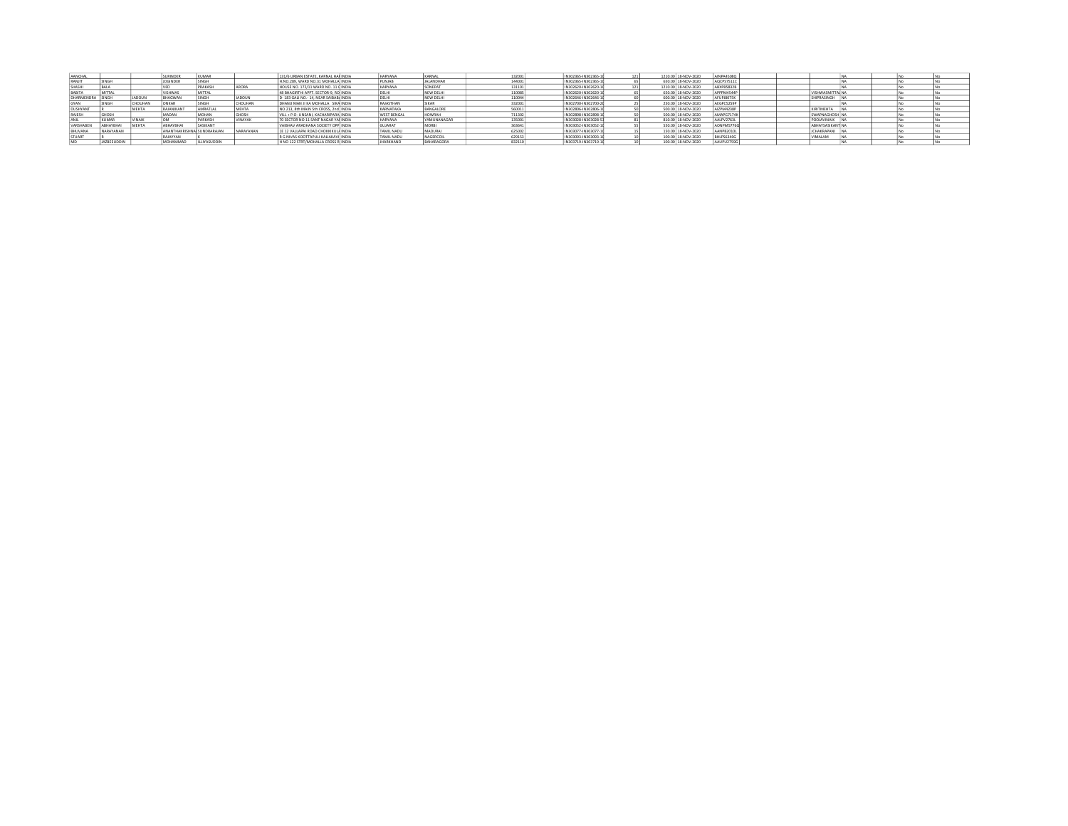| | | | | | | | | | | | | | | | | | | | | | | | |
|---|---|---|---|---|---|---|---|---|---|---|---|---|---|---|---|---|---|---|---|---|---|---|---|
| AANCHAL | | | SURINDER | KUMAR | | 131/6 URBAN ESTATE, KARNAL HAI | INDIA | HARYANA | KARNAL | 132001 | | IN302365-IN302365-1 | 121 | 1210.00 | 18-NOV-2020 | AINPA4508Q | | | | NA | | No | No |
| RANJIT | SINGH | | JOGINDER | SINGH | | H.NO.289, WARD NO.31 MOHALLA | INDIA | PUNJAB | JALANDHAR | 144001 | | IN302365-IN302365-1 | 65 | 650.00 | 18-NOV-2020 | AQCPS7511C | | | | NA | | No | No |
| SHASHI | BALA | | VED | PRAKASH | ARORA | HOUSE NO. 172/11 WARD NO. 11 C | INDIA | HARYANA | SONEPAT | 131101 | | IN302620-IN302620-1 | 121 | 1210.00 | 18-NOV-2020 | ABXPB5832B | | | | NA | | No | No |
| BABITA | MITTAL | | VISHWAS | MITTAL | | 48 BHAGIRTHI APPT. SECTOR-9, RO | INDIA | DELHI | NEW DELHI | 110085 | | IN302620-IN302620-1 | 65 | 650.00 | 18-NOV-2020 | APPPM4544P | | | VISHWASMITTAL | NA | | No | No |
| DHARMENDRA | SINGH | JADOUN | BHAGWAN | SINGH | JADOUN | D- 183 GALI NO.- 14, NEAR SAIBAB | INDIA | DELHI | NEW DELHI | 110044 | | IN302646-IN302646-1 | 60 | 600.00 | 18-NOV-2020 | AFUPJ8075K | | | SHIPRASINGH | NA | | No | No |
| GYAN | SINGH | CHOUHAN | ONKAR | SINGH | CHOUHAN | DHANJI MAN JI KA MOHALLA SIKA | INDIA | RAJASTHAN | SIKAR | 332001 | | IN302700-IN302700-2 | 25 | 250.00 | 18-NOV-2020 | AEGPC5259P | | | | NA | | No | No |
| DUSHYANT | R | MEHTA | RAJANIKANT | AMRATLAL | MEHTA | NO.213, 8th MAIN 5th CROSS, 2nd | INDIA | KARNATAKA | BANGALORE | 560011 | | IN302806-IN302806-1 | 50 | 500.00 | 18-NOV-2020 | AIZPM4238P | | | KIRITMEHTA | NA | | No | No |
| RAJESH | GHOSH | | MADAN | MOHAN | GHOSH | VILL + P.O- UNSANI, KACHARIPARA | INDIA | WEST BENGAL | HOWRAH | 711302 | | IN302898-IN302898-1 | 50 | 500.00 | 18-NOV-2020 | AMAPG7174K | | | SWAPNAGHOSH | NA | | No | No |
| ANIL | KUMAR | VINAIK | OM | PARKASH | VINAYAK | 70 SECTOR NO 11 SANT NAGAR FA | INDIA | HARYANA | YAMUNANAGAR | 135001 | | IN303028-IN303028-5 | 81 | 810.00 | 18-NOV-2020 | AALPV2763L | | | POOJAVINAIK | NA | | No | No |
| VARSHABEN | ABHAYBHAI | MEHTA | ABHAYBHAI | SASIKANT | | VAIBHAV ARADHANA SOCIETY OPP | INDIA | GUJARAT | MORBI | 363641 | | IN303052-IN303052-1 | 55 | 550.00 | 18-NOV-2020 | AONPM5776Q | | | ABHAYSASIKANT | NA | | No | No |
| BHUVANA | NARAYANAN | | ANANTHAKRISHNA | SUNDRARAJAN | NARAYANAN | 1E 12 VALLAPAI ROAD CHOKKIKULA | INDIA | TAMIL NADU | MADURAI | 625002 | | IN303077-IN303077-1 | 15 | 150.00 | 18-NOV-2020 | AANPB2010L | | | JCNAKRAPANI | NA | | No | No |
| STUART | R | | RAJAYYAN | K | | R.G.NIVAS KOOTTAPULI KALIAKAVI | INDIA | TAMIL NADU | NAGERCOIL | 629153 | | IN303093-IN303093-1 | 10 | 100.00 | 18-NOV-2020 | BHLPS6340G | | | VIMALAM | NA | | No | No |
| MD | JAZBEEUDDIN | | MOHAMMAD | ILLIYASUDDIN | | H NO 122 STRT/MOHALLA CROSS R | INDIA | JHARKHAND | BAHARAGORA | 832110 | | IN303719-IN303719-1 | 10 | 100.00 | 18-NOV-2020 | AAUPU2759G | | | | NA | | No | No |